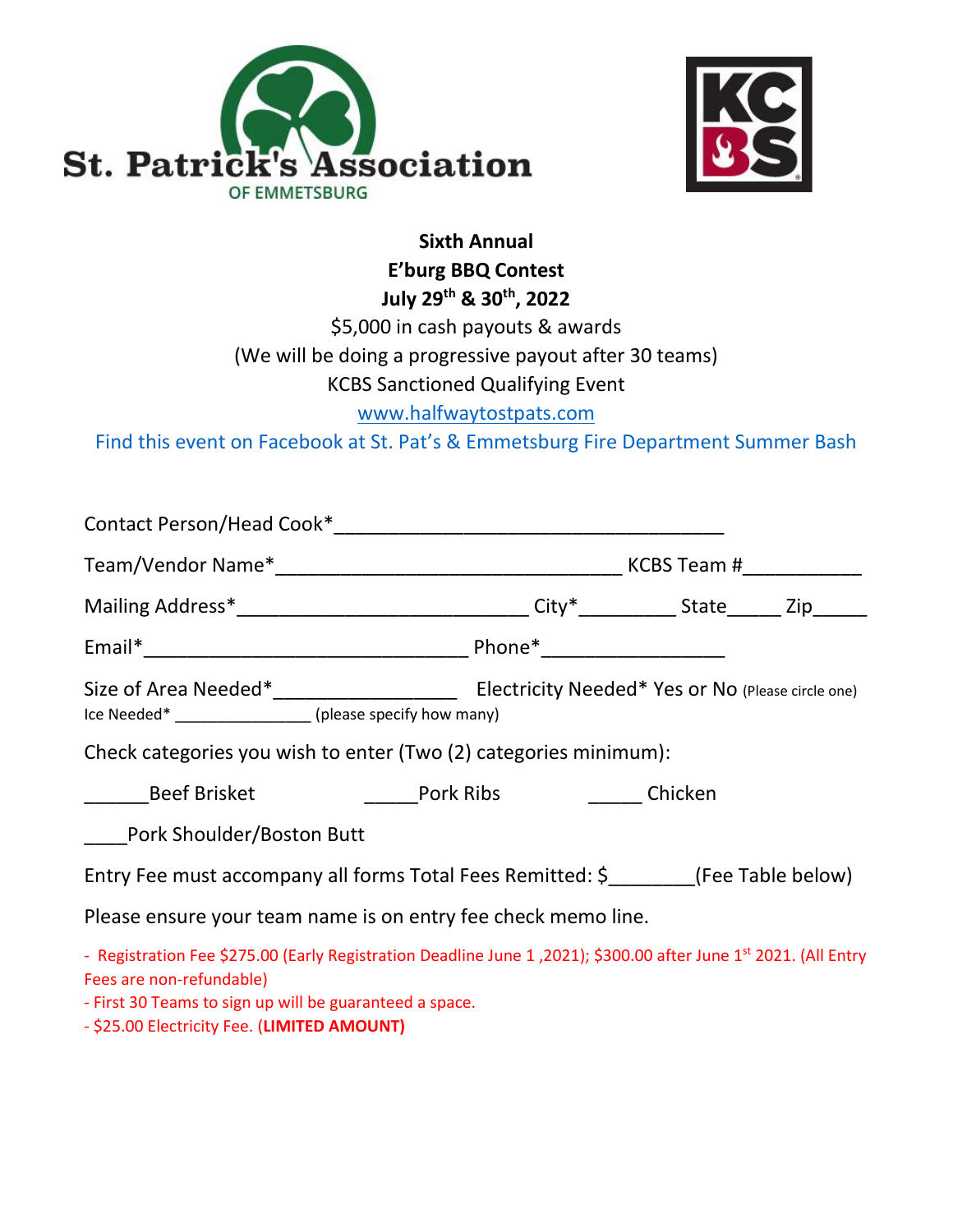St. Patrick's Association OF EMMETSBURG

KCBS

**Sixth Annual**

**E'burg BBQ Contest**

**July 29th & 30th, 2022**

$5,000 in cash payouts & awards

(We will be doing a progressive payout after 30 teams)

KCBS Sanctioned Qualifying Event

www.halfwaytostpats.com

Find this event on Facebook at St. Pat's & Emmetsburg Fire Department Summer Bash

Contact Person/Head Cook*_____________________________________

Team/Vendor Name*_________________________________ KCBS Team #___________

Mailing Address*___________________________ City*_________ State_____ Zip_____

Email*______________________________ Phone*_________________

Size of Area Needed*_________________ Electricity Needed* Yes or No (Please circle one)

Ice Needed* _______________ (please specify how many)

Check categories you wish to enter (Two (2) categories minimum):

______Beef Brisket _____Pork Ribs _____ Chicken

____Pork Shoulder/Boston Butt

Entry Fee must accompany all forms Total Fees Remitted: $________(Fee Table below)

Please ensure your team name is on entry fee check memo line.

- Registration Fee $275.00 (Early Registration Deadline June 1 ,2021); $300.00 after June 1st 2021. (All Entry Fees are non-refundable)
- First 30 Teams to sign up will be guaranteed a space.
- $25.00 Electricity Fee. (**LIMITED AMOUNT)**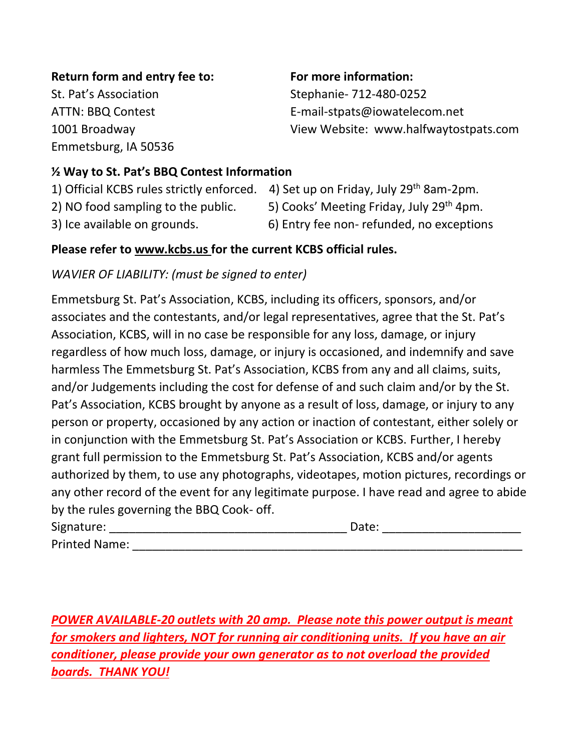**Return form and entry fee to:**
St. Pat's Association
ATTN: BBQ Contest
1001 Broadway
Emmetsburg, IA 50536

**For more information:**
Stephanie- 712-480-0252
E-mail-stpats@iowatelecom.net
View Website: www.halfwaytostpats.com

**½ Way to St. Pat's BBQ Contest Information**

1) Official KCBS rules strictly enforced.
2) NO food sampling to the public.
3) Ice available on grounds.
4) Set up on Friday, July 29th 8am-2pm.
5) Cooks' Meeting Friday, July 29th 4pm.
6) Entry fee non- refunded, no exceptions

**Please refer to www.kcbs.us for the current KCBS official rules.**

*WAVIER OF LIABILITY: (must be signed to enter)*

Emmetsburg St. Pat's Association, KCBS, including its officers, sponsors, and/or associates and the contestants, and/or legal representatives, agree that the St. Pat's Association, KCBS, will in no case be responsible for any loss, damage, or injury regardless of how much loss, damage, or injury is occasioned, and indemnify and save harmless The Emmetsburg St. Pat's Association, KCBS from any and all claims, suits, and/or Judgements including the cost for defense of and such claim and/or by the St. Pat's Association, KCBS brought by anyone as a result of loss, damage, or injury to any person or property, occasioned by any action or inaction of contestant, either solely or in conjunction with the Emmetsburg St. Pat's Association or KCBS. Further, I hereby grant full permission to the Emmetsburg St. Pat's Association, KCBS and/or agents authorized by them, to use any photographs, videotapes, motion pictures, recordings or any other record of the event for any legitimate purpose. I have read and agree to abide by the rules governing the BBQ Cook- off.

Signature: ___________________________________ Date: ____________________

Printed Name: _________________________________________________________

***POWER AVAILABLE-20 outlets with 20 amp. Please note this power output is meant for smokers and lighters, NOT for running air conditioning units. If you have an air conditioner, please provide your own generator as to not overload the provided boards. THANK YOU!***